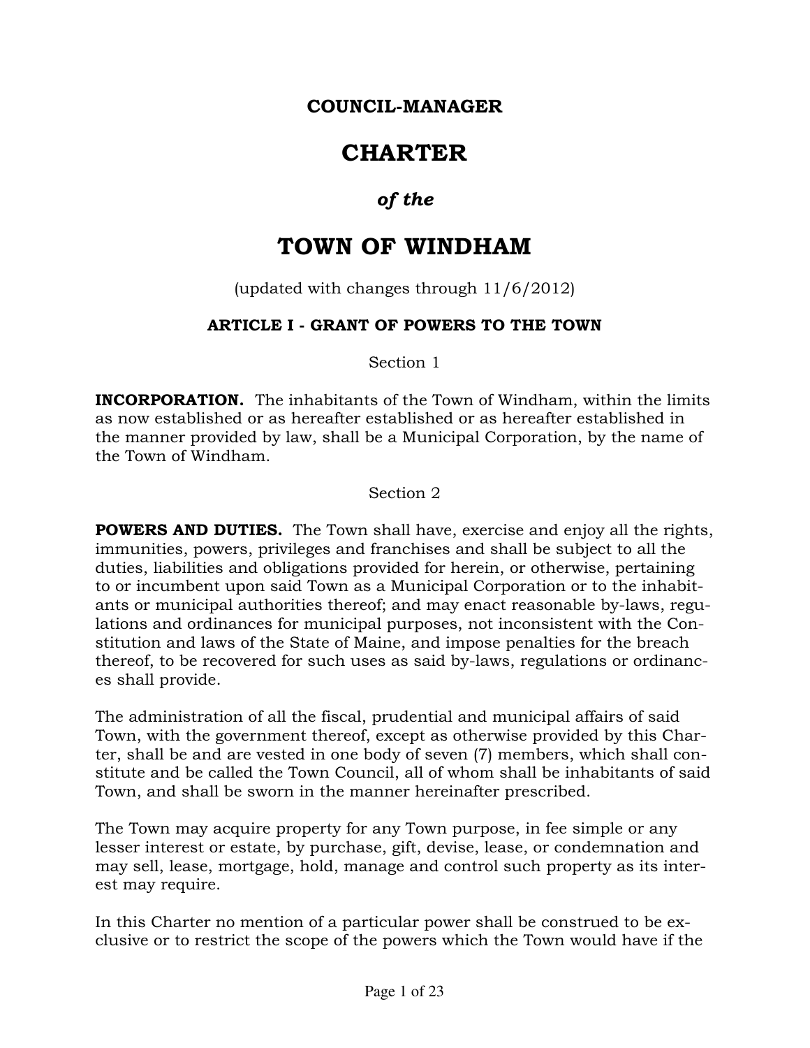**COUNCIL-MANAGER**

# CHARTER

***of the***

# TOWN OF WINDHAM

(updated with changes through 11/6/2012)

## ARTICLE I - GRANT OF POWERS TO THE TOWN

Section 1

**INCORPORATION.** The inhabitants of the Town of Windham, within the limits as now established or as hereafter established or as hereafter established in the manner provided by law, shall be a Municipal Corporation, by the name of the Town of Windham.

Section 2

**POWERS AND DUTIES.** The Town shall have, exercise and enjoy all the rights, immunities, powers, privileges and franchises and shall be subject to all the duties, liabilities and obligations provided for herein, or otherwise, pertaining to or incumbent upon said Town as a Municipal Corporation or to the inhabitants or municipal authorities thereof; and may enact reasonable by-laws, regulations and ordinances for municipal purposes, not inconsistent with the Constitution and laws of the State of Maine, and impose penalties for the breach thereof, to be recovered for such uses as said by-laws, regulations or ordinances shall provide.

The administration of all the fiscal, prudential and municipal affairs of said Town, with the government thereof, except as otherwise provided by this Charter, shall be and are vested in one body of seven (7) members, which shall constitute and be called the Town Council, all of whom shall be inhabitants of said Town, and shall be sworn in the manner hereinafter prescribed.

The Town may acquire property for any Town purpose, in fee simple or any lesser interest or estate, by purchase, gift, devise, lease, or condemnation and may sell, lease, mortgage, hold, manage and control such property as its interest may require.

In this Charter no mention of a particular power shall be construed to be exclusive or to restrict the scope of the powers which the Town would have if the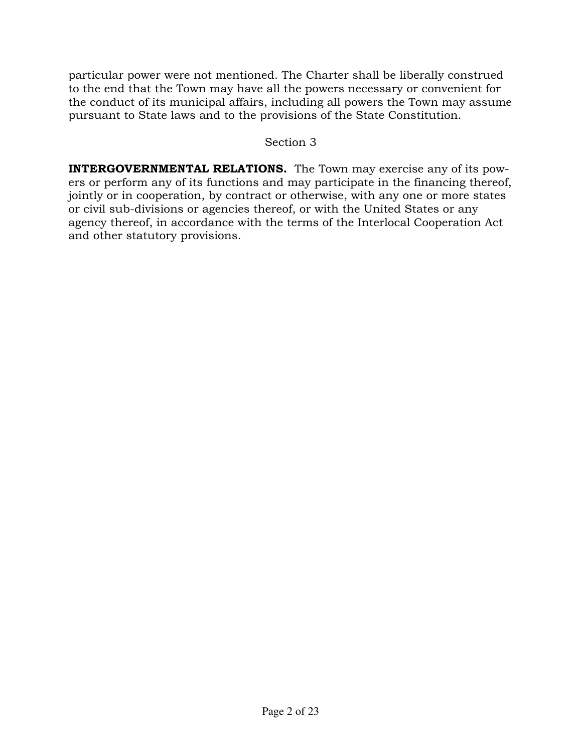particular power were not mentioned. The Charter shall be liberally construed to the end that the Town may have all the powers necessary or convenient for the conduct of its municipal affairs, including all powers the Town may assume pursuant to State laws and to the provisions of the State Constitution.

Section 3

**INTERGOVERNMENTAL RELATIONS.** The Town may exercise any of its powers or perform any of its functions and may participate in the financing thereof, jointly or in cooperation, by contract or otherwise, with any one or more states or civil sub-divisions or agencies thereof, or with the United States or any agency thereof, in accordance with the terms of the Interlocal Cooperation Act and other statutory provisions.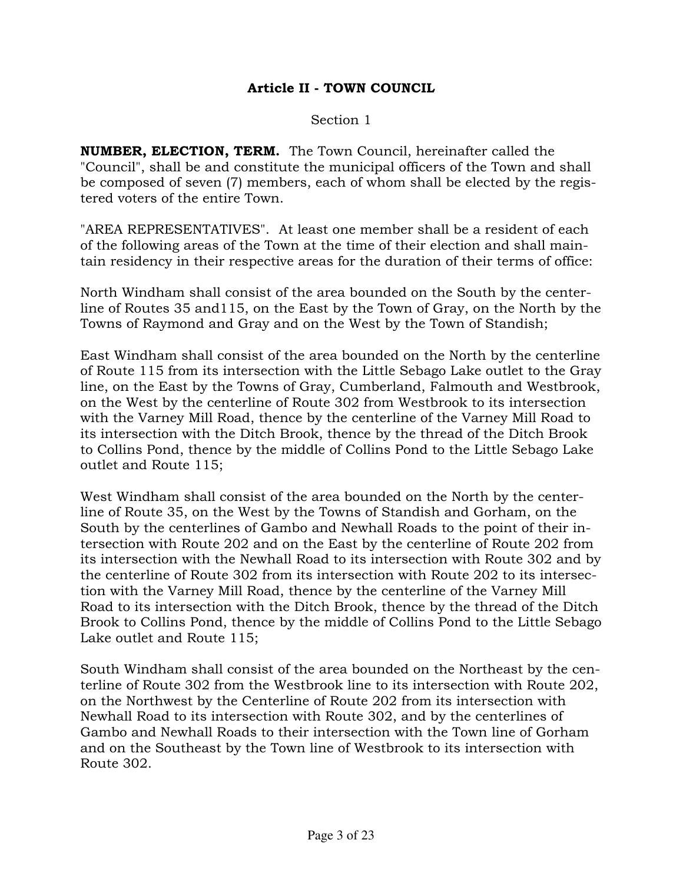## Article II - TOWN COUNCIL

Section 1

**NUMBER, ELECTION, TERM.** The Town Council, hereinafter called the "Council", shall be and constitute the municipal officers of the Town and shall be composed of seven (7) members, each of whom shall be elected by the registered voters of the entire Town.

"AREA REPRESENTATIVES". At least one member shall be a resident of each of the following areas of the Town at the time of their election and shall maintain residency in their respective areas for the duration of their terms of office:

North Windham shall consist of the area bounded on the South by the centerline of Routes 35 and115, on the East by the Town of Gray, on the North by the Towns of Raymond and Gray and on the West by the Town of Standish;

East Windham shall consist of the area bounded on the North by the centerline of Route 115 from its intersection with the Little Sebago Lake outlet to the Gray line, on the East by the Towns of Gray, Cumberland, Falmouth and Westbrook, on the West by the centerline of Route 302 from Westbrook to its intersection with the Varney Mill Road, thence by the centerline of the Varney Mill Road to its intersection with the Ditch Brook, thence by the thread of the Ditch Brook to Collins Pond, thence by the middle of Collins Pond to the Little Sebago Lake outlet and Route 115;

West Windham shall consist of the area bounded on the North by the centerline of Route 35, on the West by the Towns of Standish and Gorham, on the South by the centerlines of Gambo and Newhall Roads to the point of their intersection with Route 202 and on the East by the centerline of Route 202 from its intersection with the Newhall Road to its intersection with Route 302 and by the centerline of Route 302 from its intersection with Route 202 to its intersection with the Varney Mill Road, thence by the centerline of the Varney Mill Road to its intersection with the Ditch Brook, thence by the thread of the Ditch Brook to Collins Pond, thence by the middle of Collins Pond to the Little Sebago Lake outlet and Route 115;

South Windham shall consist of the area bounded on the Northeast by the centerline of Route 302 from the Westbrook line to its intersection with Route 202, on the Northwest by the Centerline of Route 202 from its intersection with Newhall Road to its intersection with Route 302, and by the centerlines of Gambo and Newhall Roads to their intersection with the Town line of Gorham and on the Southeast by the Town line of Westbrook to its intersection with Route 302.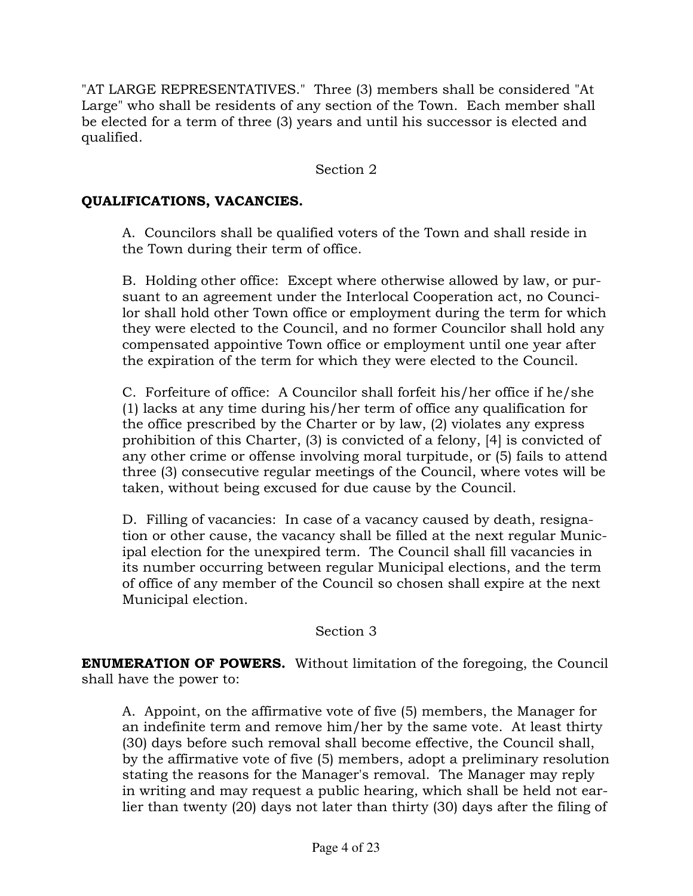"AT LARGE REPRESENTATIVES." Three (3) members shall be considered "At Large" who shall be residents of any section of the Town. Each member shall be elected for a term of three (3) years and until his successor is elected and qualified.

Section 2

**QUALIFICATIONS, VACANCIES.**

A. Councilors shall be qualified voters of the Town and shall reside in the Town during their term of office.

B. Holding other office: Except where otherwise allowed by law, or pursuant to an agreement under the Interlocal Cooperation act, no Councilor shall hold other Town office or employment during the term for which they were elected to the Council, and no former Councilor shall hold any compensated appointive Town office or employment until one year after the expiration of the term for which they were elected to the Council.

C. Forfeiture of office: A Councilor shall forfeit his/her office if he/she (1) lacks at any time during his/her term of office any qualification for the office prescribed by the Charter or by law, (2) violates any express prohibition of this Charter, (3) is convicted of a felony, [4] is convicted of any other crime or offense involving moral turpitude, or (5) fails to attend three (3) consecutive regular meetings of the Council, where votes will be taken, without being excused for due cause by the Council.

D. Filling of vacancies: In case of a vacancy caused by death, resignation or other cause, the vacancy shall be filled at the next regular Municipal election for the unexpired term. The Council shall fill vacancies in its number occurring between regular Municipal elections, and the term of office of any member of the Council so chosen shall expire at the next Municipal election.

Section 3

**ENUMERATION OF POWERS.** Without limitation of the foregoing, the Council shall have the power to:

A. Appoint, on the affirmative vote of five (5) members, the Manager for an indefinite term and remove him/her by the same vote. At least thirty (30) days before such removal shall become effective, the Council shall, by the affirmative vote of five (5) members, adopt a preliminary resolution stating the reasons for the Manager's removal. The Manager may reply in writing and may request a public hearing, which shall be held not earlier than twenty (20) days not later than thirty (30) days after the filing of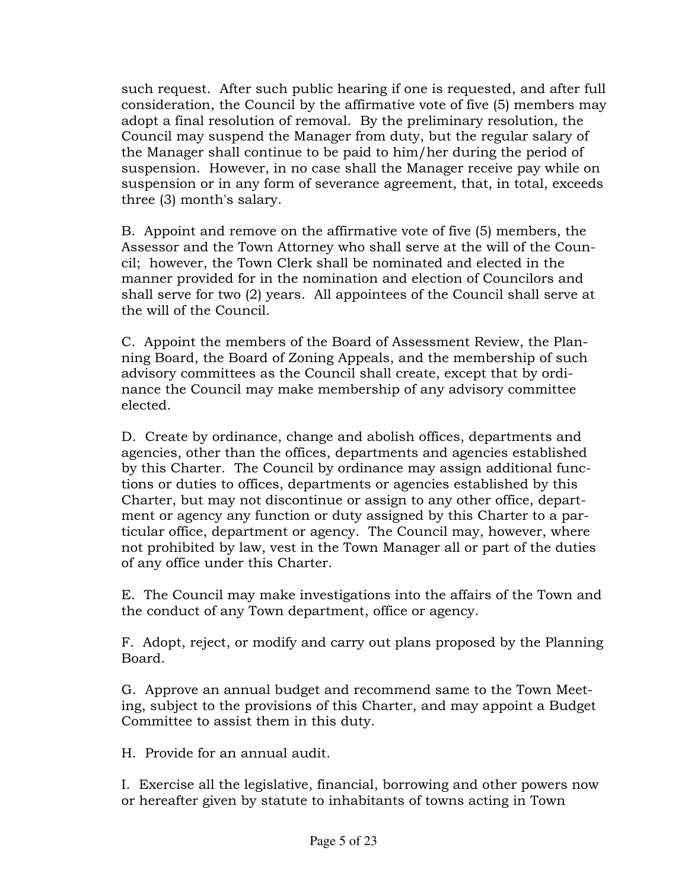such request. After such public hearing if one is requested, and after full consideration, the Council by the affirmative vote of five (5) members may adopt a final resolution of removal. By the preliminary resolution, the Council may suspend the Manager from duty, but the regular salary of the Manager shall continue to be paid to him/her during the period of suspension. However, in no case shall the Manager receive pay while on suspension or in any form of severance agreement, that, in total, exceeds three (3) month's salary.

B. Appoint and remove on the affirmative vote of five (5) members, the Assessor and the Town Attorney who shall serve at the will of the Council; however, the Town Clerk shall be nominated and elected in the manner provided for in the nomination and election of Councilors and shall serve for two (2) years. All appointees of the Council shall serve at the will of the Council.

C. Appoint the members of the Board of Assessment Review, the Planning Board, the Board of Zoning Appeals, and the membership of such advisory committees as the Council shall create, except that by ordinance the Council may make membership of any advisory committee elected.

D. Create by ordinance, change and abolish offices, departments and agencies, other than the offices, departments and agencies established by this Charter. The Council by ordinance may assign additional functions or duties to offices, departments or agencies established by this Charter, but may not discontinue or assign to any other office, department or agency any function or duty assigned by this Charter to a particular office, department or agency. The Council may, however, where not prohibited by law, vest in the Town Manager all or part of the duties of any office under this Charter.

E. The Council may make investigations into the affairs of the Town and the conduct of any Town department, office or agency.

F. Adopt, reject, or modify and carry out plans proposed by the Planning Board.

G. Approve an annual budget and recommend same to the Town Meeting, subject to the provisions of this Charter, and may appoint a Budget Committee to assist them in this duty.

H. Provide for an annual audit.

I. Exercise all the legislative, financial, borrowing and other powers now or hereafter given by statute to inhabitants of towns acting in Town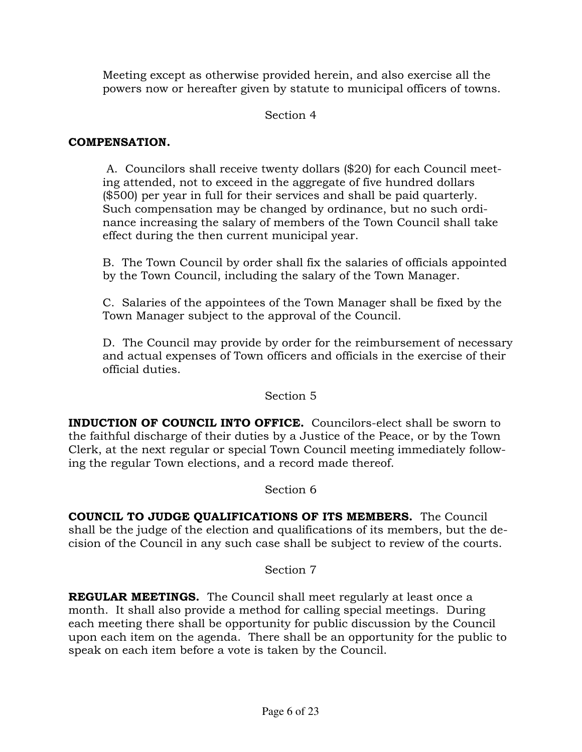Meeting except as otherwise provided herein, and also exercise all the powers now or hereafter given by statute to municipal officers of towns.

Section 4

**COMPENSATION.**

A. Councilors shall receive twenty dollars ($20) for each Council meeting attended, not to exceed in the aggregate of five hundred dollars ($500) per year in full for their services and shall be paid quarterly. Such compensation may be changed by ordinance, but no such ordinance increasing the salary of members of the Town Council shall take effect during the then current municipal year.

B. The Town Council by order shall fix the salaries of officials appointed by the Town Council, including the salary of the Town Manager.

C. Salaries of the appointees of the Town Manager shall be fixed by the Town Manager subject to the approval of the Council.

D. The Council may provide by order for the reimbursement of necessary and actual expenses of Town officers and officials in the exercise of their official duties.

Section 5

**INDUCTION OF COUNCIL INTO OFFICE.** Councilors-elect shall be sworn to the faithful discharge of their duties by a Justice of the Peace, or by the Town Clerk, at the next regular or special Town Council meeting immediately following the regular Town elections, and a record made thereof.

Section 6

**COUNCIL TO JUDGE QUALIFICATIONS OF ITS MEMBERS.** The Council shall be the judge of the election and qualifications of its members, but the decision of the Council in any such case shall be subject to review of the courts.

Section 7

**REGULAR MEETINGS.** The Council shall meet regularly at least once a month. It shall also provide a method for calling special meetings. During each meeting there shall be opportunity for public discussion by the Council upon each item on the agenda. There shall be an opportunity for the public to speak on each item before a vote is taken by the Council.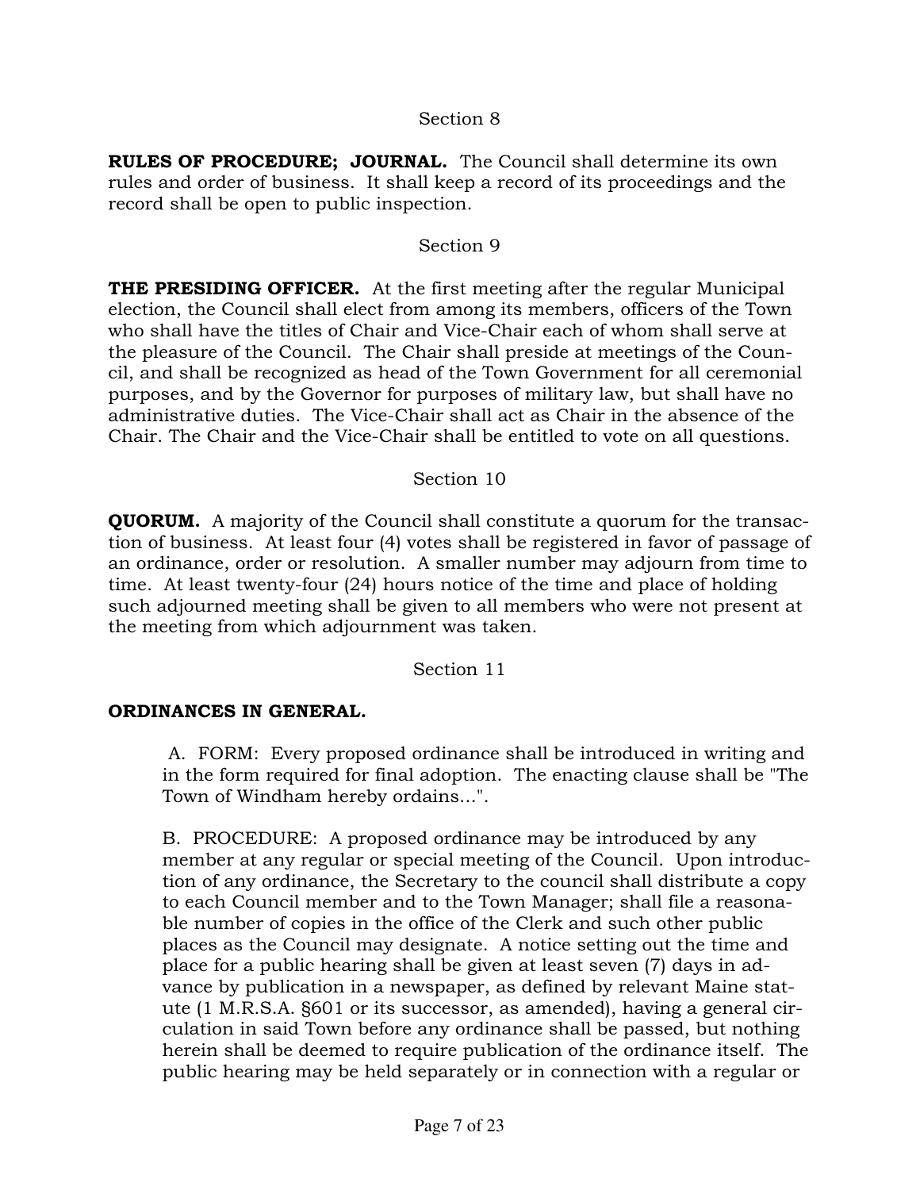Section 8

**RULES OF PROCEDURE; JOURNAL.** The Council shall determine its own rules and order of business. It shall keep a record of its proceedings and the record shall be open to public inspection.

Section 9

**THE PRESIDING OFFICER.** At the first meeting after the regular Municipal election, the Council shall elect from among its members, officers of the Town who shall have the titles of Chair and Vice-Chair each of whom shall serve at the pleasure of the Council. The Chair shall preside at meetings of the Council, and shall be recognized as head of the Town Government for all ceremonial purposes, and by the Governor for purposes of military law, but shall have no administrative duties. The Vice-Chair shall act as Chair in the absence of the Chair. The Chair and the Vice-Chair shall be entitled to vote on all questions.

Section 10

**QUORUM.** A majority of the Council shall constitute a quorum for the transaction of business. At least four (4) votes shall be registered in favor of passage of an ordinance, order or resolution. A smaller number may adjourn from time to time. At least twenty-four (24) hours notice of the time and place of holding such adjourned meeting shall be given to all members who were not present at the meeting from which adjournment was taken.

Section 11

**ORDINANCES IN GENERAL.**

A. FORM: Every proposed ordinance shall be introduced in writing and in the form required for final adoption. The enacting clause shall be "The Town of Windham hereby ordains...".

B. PROCEDURE: A proposed ordinance may be introduced by any member at any regular or special meeting of the Council. Upon introduction of any ordinance, the Secretary to the council shall distribute a copy to each Council member and to the Town Manager; shall file a reasonable number of copies in the office of the Clerk and such other public places as the Council may designate. A notice setting out the time and place for a public hearing shall be given at least seven (7) days in advance by publication in a newspaper, as defined by relevant Maine statute (1 M.R.S.A. §601 or its successor, as amended), having a general circulation in said Town before any ordinance shall be passed, but nothing herein shall be deemed to require publication of the ordinance itself. The public hearing may be held separately or in connection with a regular or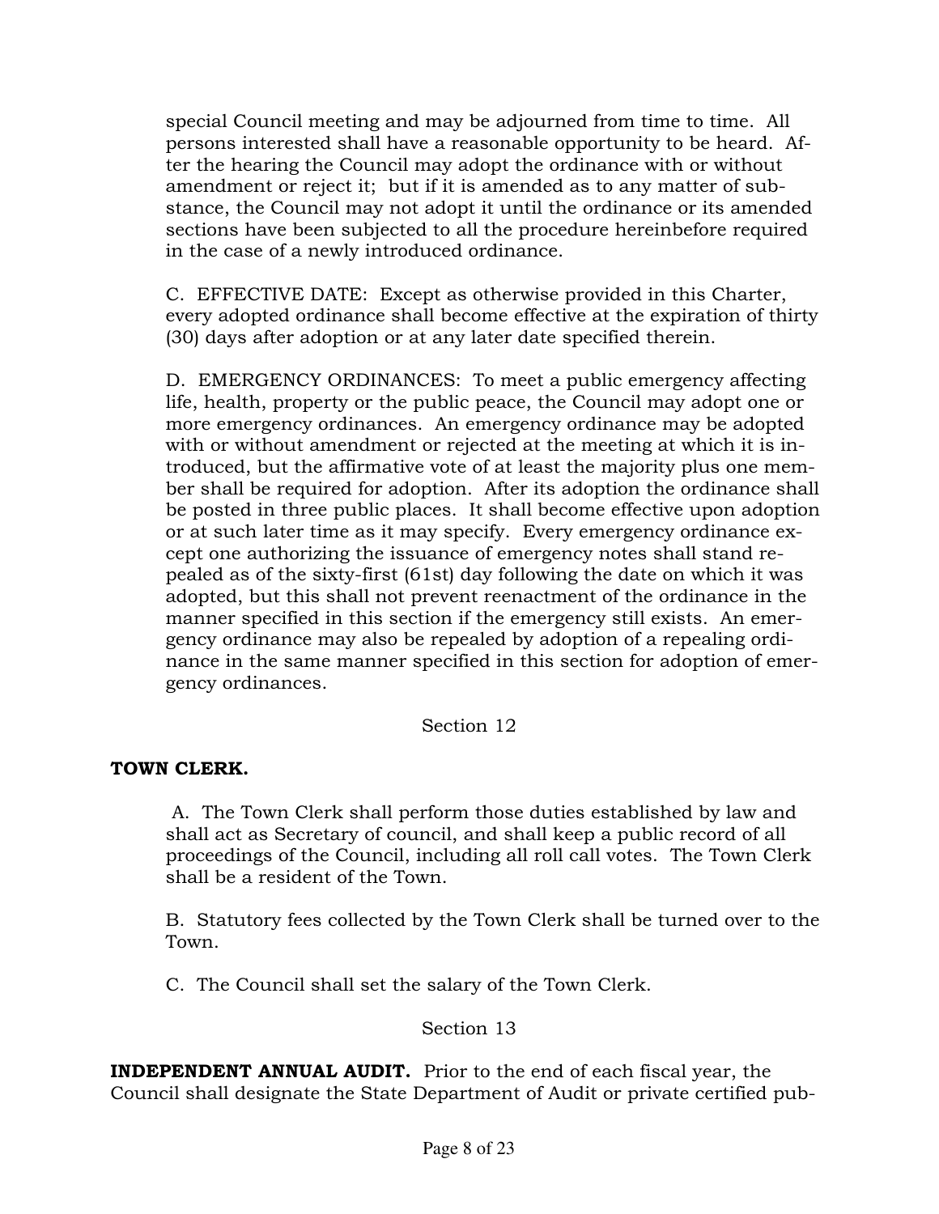special Council meeting and may be adjourned from time to time. All persons interested shall have a reasonable opportunity to be heard. After the hearing the Council may adopt the ordinance with or without amendment or reject it; but if it is amended as to any matter of substance, the Council may not adopt it until the ordinance or its amended sections have been subjected to all the procedure hereinbefore required in the case of a newly introduced ordinance.

C. EFFECTIVE DATE: Except as otherwise provided in this Charter, every adopted ordinance shall become effective at the expiration of thirty (30) days after adoption or at any later date specified therein.

D. EMERGENCY ORDINANCES: To meet a public emergency affecting life, health, property or the public peace, the Council may adopt one or more emergency ordinances. An emergency ordinance may be adopted with or without amendment or rejected at the meeting at which it is introduced, but the affirmative vote of at least the majority plus one member shall be required for adoption. After its adoption the ordinance shall be posted in three public places. It shall become effective upon adoption or at such later time as it may specify. Every emergency ordinance except one authorizing the issuance of emergency notes shall stand repealed as of the sixty-first (61st) day following the date on which it was adopted, but this shall not prevent reenactment of the ordinance in the manner specified in this section if the emergency still exists. An emergency ordinance may also be repealed by adoption of a repealing ordinance in the same manner specified in this section for adoption of emergency ordinances.

Section 12

**TOWN CLERK.**

A. The Town Clerk shall perform those duties established by law and shall act as Secretary of council, and shall keep a public record of all proceedings of the Council, including all roll call votes. The Town Clerk shall be a resident of the Town.

B. Statutory fees collected by the Town Clerk shall be turned over to the Town.

C. The Council shall set the salary of the Town Clerk.

Section 13

**INDEPENDENT ANNUAL AUDIT.** Prior to the end of each fiscal year, the Council shall designate the State Department of Audit or private certified pub-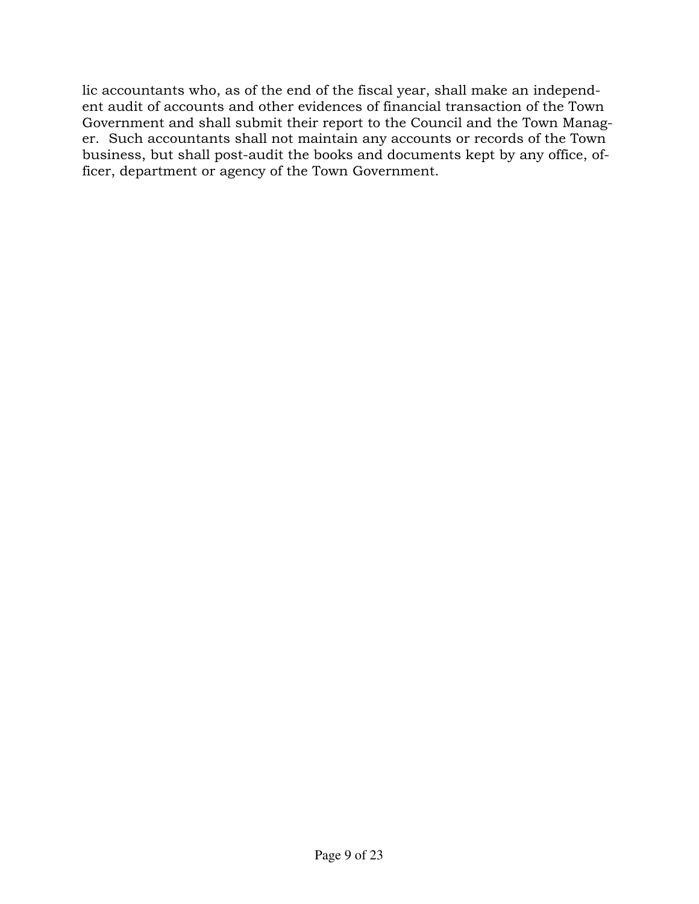lic accountants who, as of the end of the fiscal year, shall make an independent audit of accounts and other evidences of financial transaction of the Town Government and shall submit their report to the Council and the Town Manager. Such accountants shall not maintain any accounts or records of the Town business, but shall post-audit the books and documents kept by any office, officer, department or agency of the Town Government.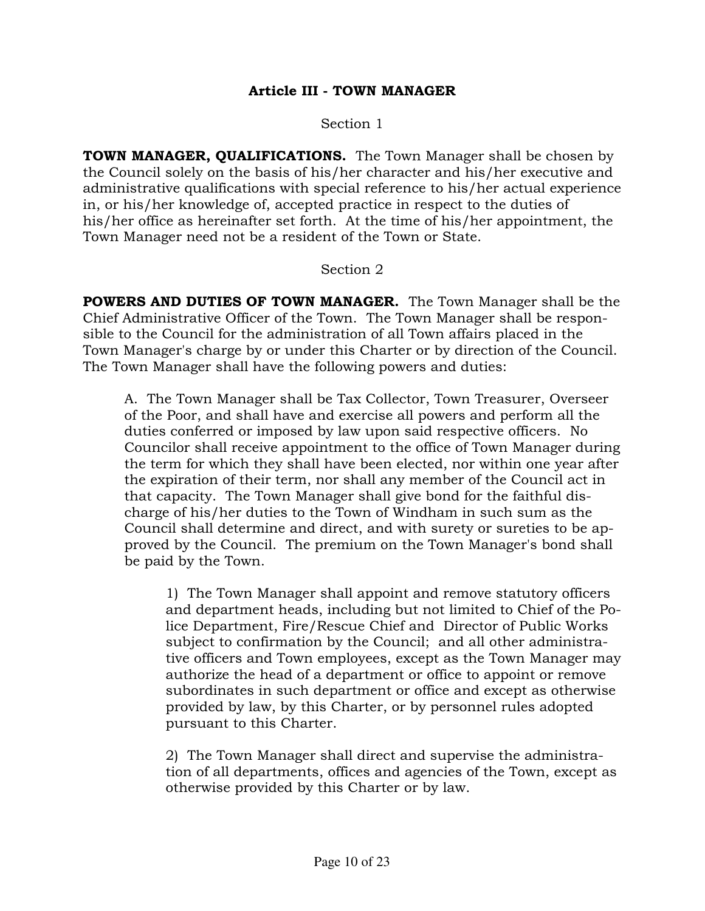## Article III - TOWN MANAGER

Section 1

**TOWN MANAGER, QUALIFICATIONS.** The Town Manager shall be chosen by the Council solely on the basis of his/her character and his/her executive and administrative qualifications with special reference to his/her actual experience in, or his/her knowledge of, accepted practice in respect to the duties of his/her office as hereinafter set forth. At the time of his/her appointment, the Town Manager need not be a resident of the Town or State.

Section 2

**POWERS AND DUTIES OF TOWN MANAGER.** The Town Manager shall be the Chief Administrative Officer of the Town. The Town Manager shall be responsible to the Council for the administration of all Town affairs placed in the Town Manager's charge by or under this Charter or by direction of the Council. The Town Manager shall have the following powers and duties:

A. The Town Manager shall be Tax Collector, Town Treasurer, Overseer of the Poor, and shall have and exercise all powers and perform all the duties conferred or imposed by law upon said respective officers. No Councilor shall receive appointment to the office of Town Manager during the term for which they shall have been elected, nor within one year after the expiration of their term, nor shall any member of the Council act in that capacity. The Town Manager shall give bond for the faithful discharge of his/her duties to the Town of Windham in such sum as the Council shall determine and direct, and with surety or sureties to be approved by the Council. The premium on the Town Manager's bond shall be paid by the Town.

1) The Town Manager shall appoint and remove statutory officers and department heads, including but not limited to Chief of the Police Department, Fire/Rescue Chief and Director of Public Works subject to confirmation by the Council; and all other administrative officers and Town employees, except as the Town Manager may authorize the head of a department or office to appoint or remove subordinates in such department or office and except as otherwise provided by law, by this Charter, or by personnel rules adopted pursuant to this Charter.

2) The Town Manager shall direct and supervise the administration of all departments, offices and agencies of the Town, except as otherwise provided by this Charter or by law.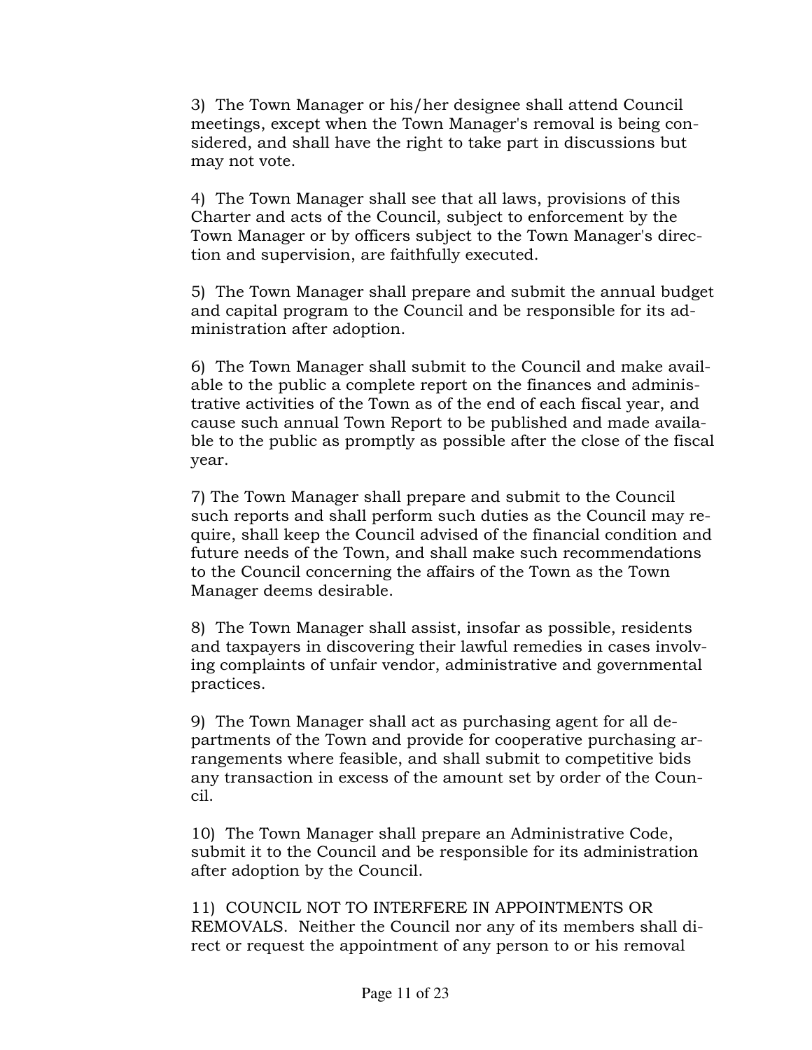3) The Town Manager or his/her designee shall attend Council meetings, except when the Town Manager's removal is being considered, and shall have the right to take part in discussions but may not vote.

4) The Town Manager shall see that all laws, provisions of this Charter and acts of the Council, subject to enforcement by the Town Manager or by officers subject to the Town Manager's direction and supervision, are faithfully executed.

5) The Town Manager shall prepare and submit the annual budget and capital program to the Council and be responsible for its administration after adoption.

6) The Town Manager shall submit to the Council and make available to the public a complete report on the finances and administrative activities of the Town as of the end of each fiscal year, and cause such annual Town Report to be published and made available to the public as promptly as possible after the close of the fiscal year.

7) The Town Manager shall prepare and submit to the Council such reports and shall perform such duties as the Council may require, shall keep the Council advised of the financial condition and future needs of the Town, and shall make such recommendations to the Council concerning the affairs of the Town as the Town Manager deems desirable.

8) The Town Manager shall assist, insofar as possible, residents and taxpayers in discovering their lawful remedies in cases involving complaints of unfair vendor, administrative and governmental practices.

9) The Town Manager shall act as purchasing agent for all departments of the Town and provide for cooperative purchasing arrangements where feasible, and shall submit to competitive bids any transaction in excess of the amount set by order of the Council.

10) The Town Manager shall prepare an Administrative Code, submit it to the Council and be responsible for its administration after adoption by the Council.

11) COUNCIL NOT TO INTERFERE IN APPOINTMENTS OR REMOVALS. Neither the Council nor any of its members shall direct or request the appointment of any person to or his removal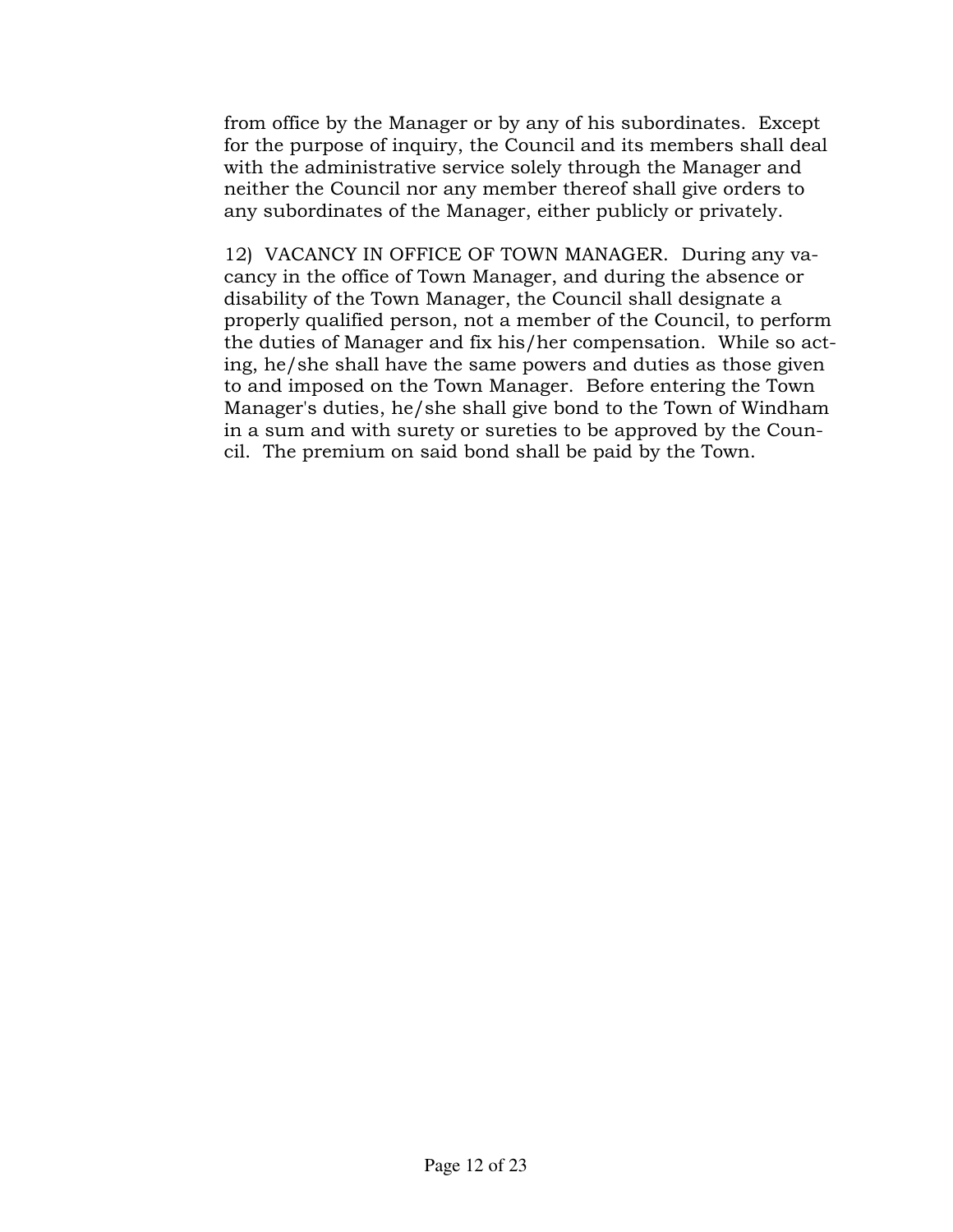from office by the Manager or by any of his subordinates. Except for the purpose of inquiry, the Council and its members shall deal with the administrative service solely through the Manager and neither the Council nor any member thereof shall give orders to any subordinates of the Manager, either publicly or privately.

12) VACANCY IN OFFICE OF TOWN MANAGER. During any vacancy in the office of Town Manager, and during the absence or disability of the Town Manager, the Council shall designate a properly qualified person, not a member of the Council, to perform the duties of Manager and fix his/her compensation. While so acting, he/she shall have the same powers and duties as those given to and imposed on the Town Manager. Before entering the Town Manager's duties, he/she shall give bond to the Town of Windham in a sum and with surety or sureties to be approved by the Council. The premium on said bond shall be paid by the Town.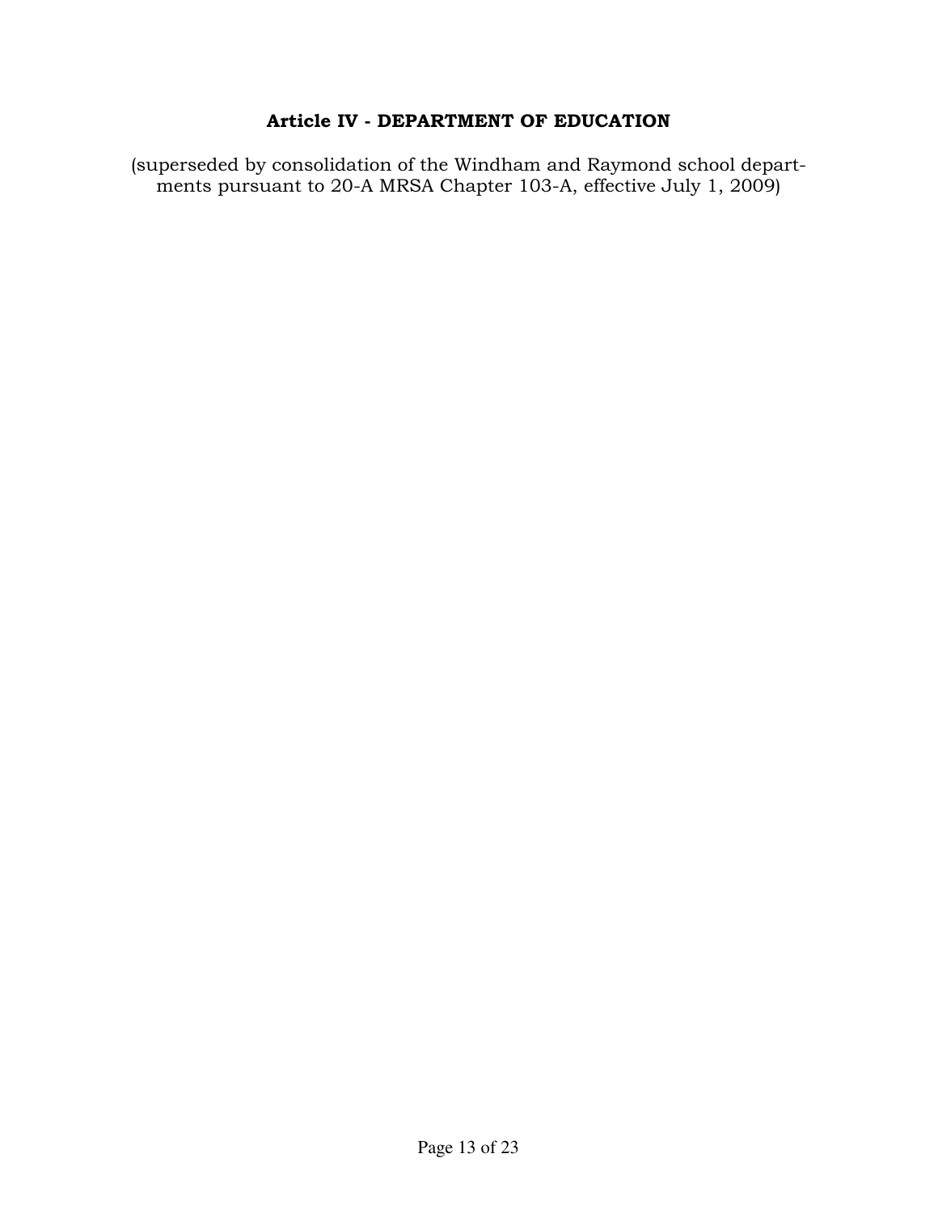## Article IV - DEPARTMENT OF EDUCATION

(superseded by consolidation of the Windham and Raymond school departments pursuant to 20-A MRSA Chapter 103-A, effective July 1, 2009)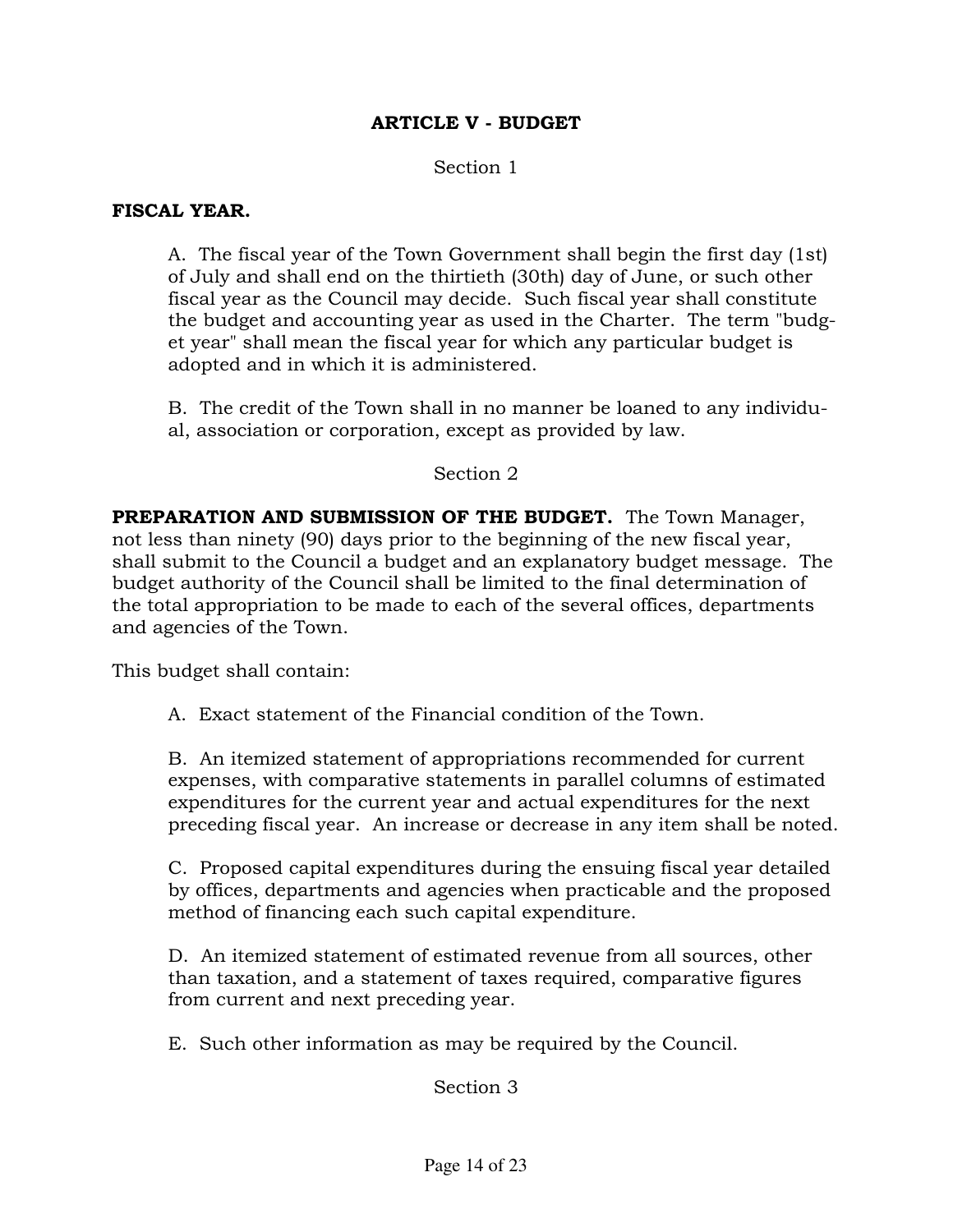## ARTICLE V - BUDGET

Section 1

**FISCAL YEAR.**

A. The fiscal year of the Town Government shall begin the first day (1st) of July and shall end on the thirtieth (30th) day of June, or such other fiscal year as the Council may decide. Such fiscal year shall constitute the budget and accounting year as used in the Charter. The term "budget year" shall mean the fiscal year for which any particular budget is adopted and in which it is administered.

B. The credit of the Town shall in no manner be loaned to any individual, association or corporation, except as provided by law.

Section 2

**PREPARATION AND SUBMISSION OF THE BUDGET.** The Town Manager, not less than ninety (90) days prior to the beginning of the new fiscal year, shall submit to the Council a budget and an explanatory budget message. The budget authority of the Council shall be limited to the final determination of the total appropriation to be made to each of the several offices, departments and agencies of the Town.

This budget shall contain:

A. Exact statement of the Financial condition of the Town.

B. An itemized statement of appropriations recommended for current expenses, with comparative statements in parallel columns of estimated expenditures for the current year and actual expenditures for the next preceding fiscal year. An increase or decrease in any item shall be noted.

C. Proposed capital expenditures during the ensuing fiscal year detailed by offices, departments and agencies when practicable and the proposed method of financing each such capital expenditure.

D. An itemized statement of estimated revenue from all sources, other than taxation, and a statement of taxes required, comparative figures from current and next preceding year.

E. Such other information as may be required by the Council.

Section 3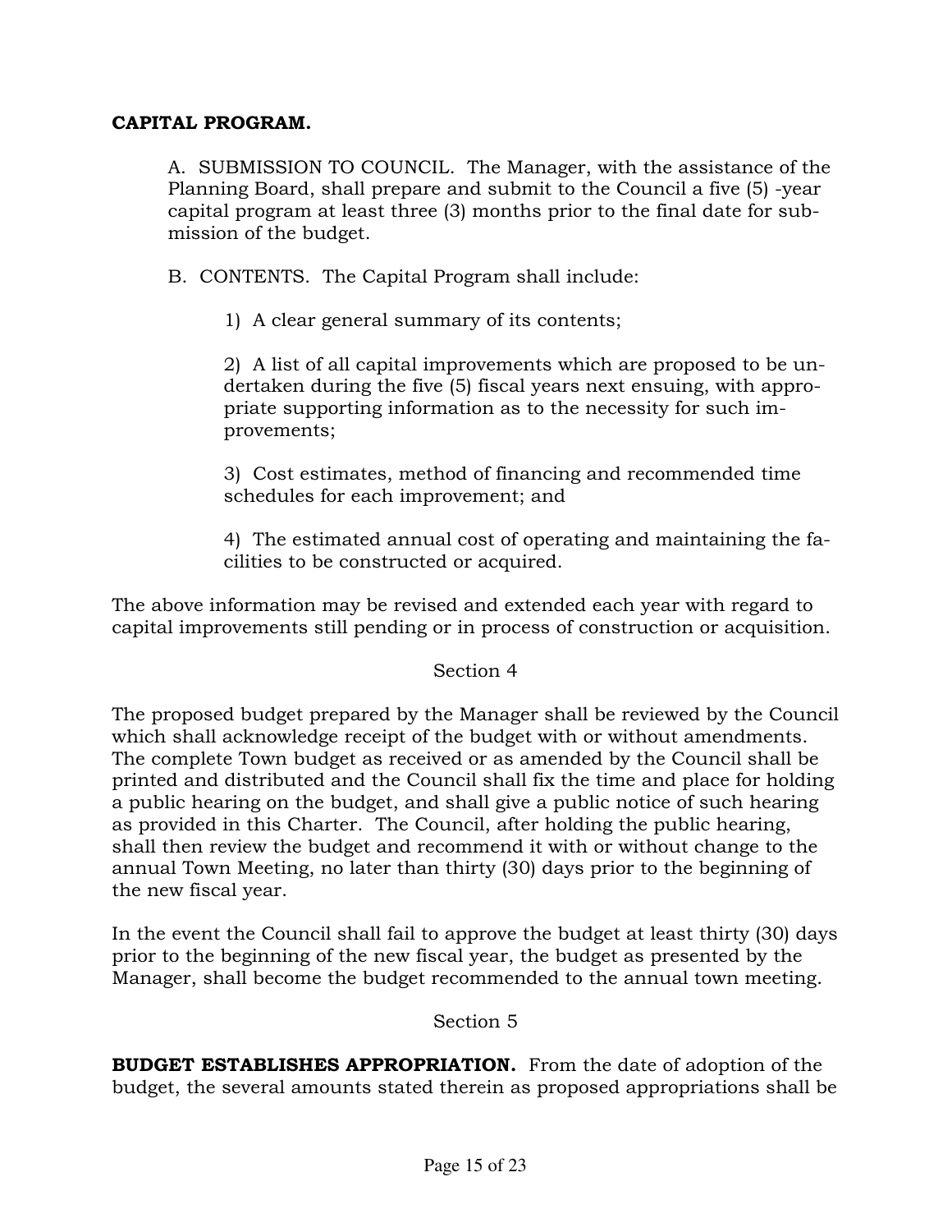**CAPITAL PROGRAM.**

A. SUBMISSION TO COUNCIL. The Manager, with the assistance of the Planning Board, shall prepare and submit to the Council a five (5) -year capital program at least three (3) months prior to the final date for submission of the budget.

B. CONTENTS. The Capital Program shall include:

1) A clear general summary of its contents;

2) A list of all capital improvements which are proposed to be undertaken during the five (5) fiscal years next ensuing, with appropriate supporting information as to the necessity for such improvements;

3) Cost estimates, method of financing and recommended time schedules for each improvement; and

4) The estimated annual cost of operating and maintaining the facilities to be constructed or acquired.

The above information may be revised and extended each year with regard to capital improvements still pending or in process of construction or acquisition.

Section 4

The proposed budget prepared by the Manager shall be reviewed by the Council which shall acknowledge receipt of the budget with or without amendments. The complete Town budget as received or as amended by the Council shall be printed and distributed and the Council shall fix the time and place for holding a public hearing on the budget, and shall give a public notice of such hearing as provided in this Charter. The Council, after holding the public hearing, shall then review the budget and recommend it with or without change to the annual Town Meeting, no later than thirty (30) days prior to the beginning of the new fiscal year.

In the event the Council shall fail to approve the budget at least thirty (30) days prior to the beginning of the new fiscal year, the budget as presented by the Manager, shall become the budget recommended to the annual town meeting.

Section 5

**BUDGET ESTABLISHES APPROPRIATION.** From the date of adoption of the budget, the several amounts stated therein as proposed appropriations shall be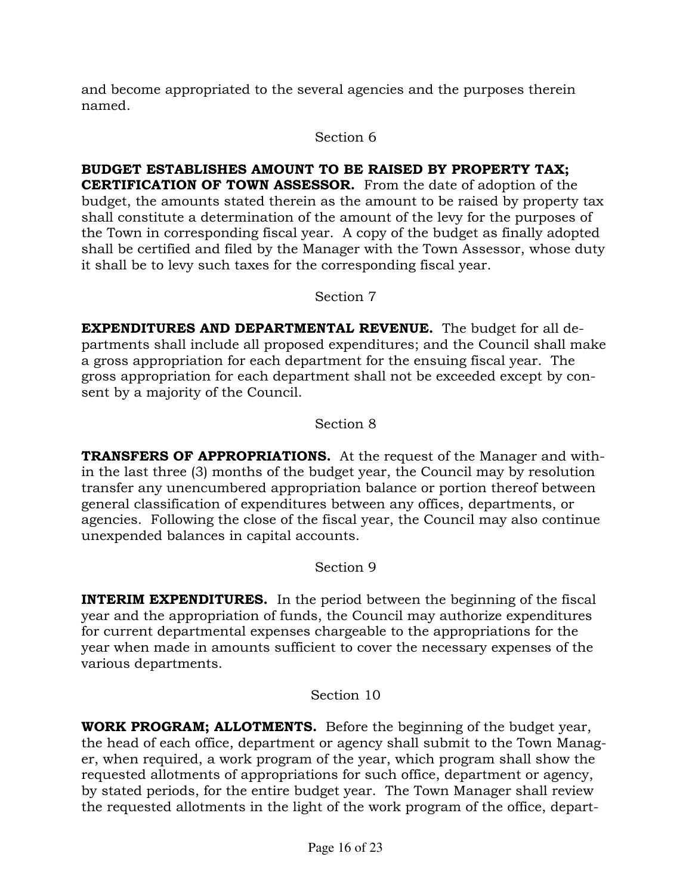and become appropriated to the several agencies and the purposes therein named.

Section 6

**BUDGET ESTABLISHES AMOUNT TO BE RAISED BY PROPERTY TAX; CERTIFICATION OF TOWN ASSESSOR.** From the date of adoption of the budget, the amounts stated therein as the amount to be raised by property tax shall constitute a determination of the amount of the levy for the purposes of the Town in corresponding fiscal year. A copy of the budget as finally adopted shall be certified and filed by the Manager with the Town Assessor, whose duty it shall be to levy such taxes for the corresponding fiscal year.

Section 7

**EXPENDITURES AND DEPARTMENTAL REVENUE.** The budget for all departments shall include all proposed expenditures; and the Council shall make a gross appropriation for each department for the ensuing fiscal year. The gross appropriation for each department shall not be exceeded except by consent by a majority of the Council.

Section 8

**TRANSFERS OF APPROPRIATIONS.** At the request of the Manager and within the last three (3) months of the budget year, the Council may by resolution transfer any unencumbered appropriation balance or portion thereof between general classification of expenditures between any offices, departments, or agencies. Following the close of the fiscal year, the Council may also continue unexpended balances in capital accounts.

Section 9

**INTERIM EXPENDITURES.** In the period between the beginning of the fiscal year and the appropriation of funds, the Council may authorize expenditures for current departmental expenses chargeable to the appropriations for the year when made in amounts sufficient to cover the necessary expenses of the various departments.

Section 10

**WORK PROGRAM; ALLOTMENTS.** Before the beginning of the budget year, the head of each office, department or agency shall submit to the Town Manager, when required, a work program of the year, which program shall show the requested allotments of appropriations for such office, department or agency, by stated periods, for the entire budget year. The Town Manager shall review the requested allotments in the light of the work program of the office, depart-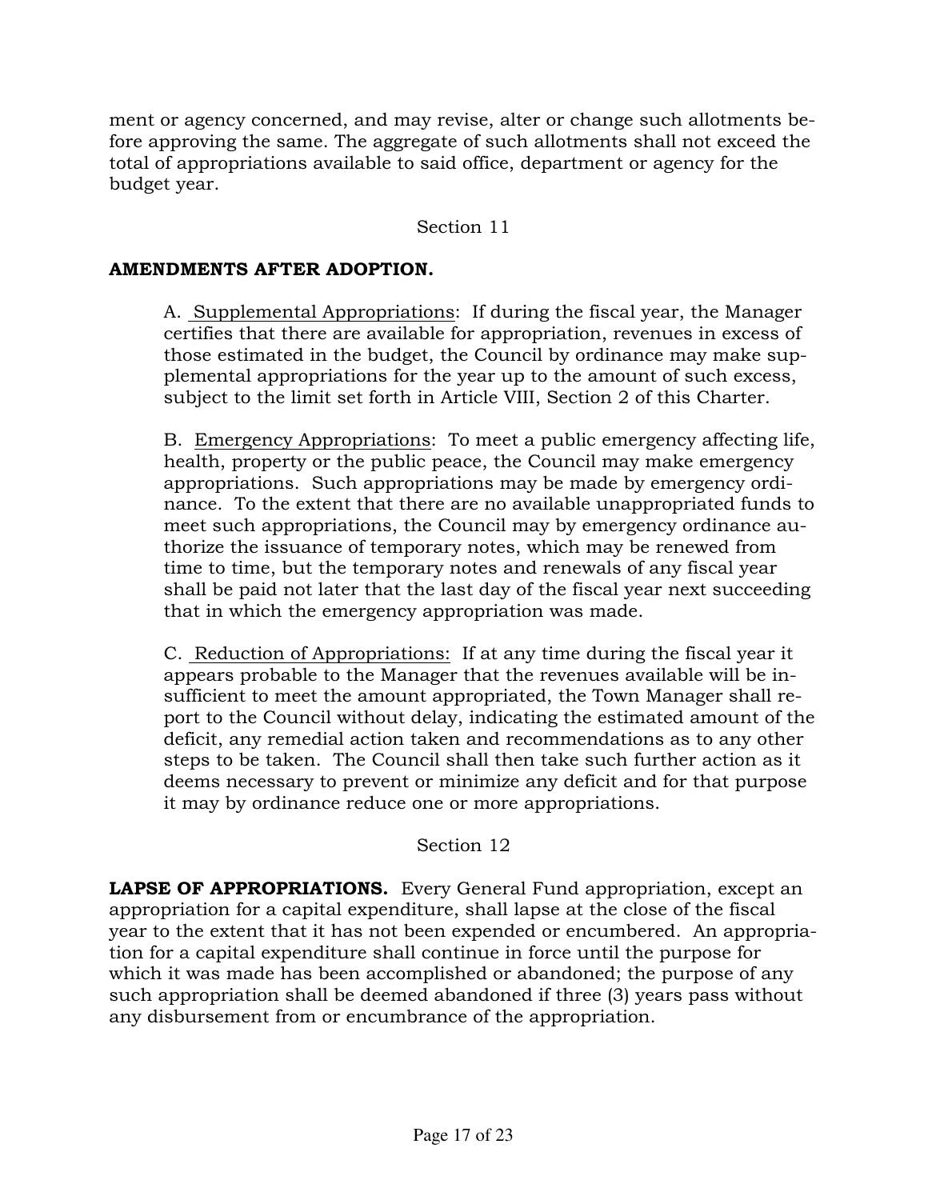ment or agency concerned, and may revise, alter or change such allotments before approving the same. The aggregate of such allotments shall not exceed the total of appropriations available to said office, department or agency for the budget year.

Section 11

**AMENDMENTS AFTER ADOPTION.**

A. Supplemental Appropriations: If during the fiscal year, the Manager certifies that there are available for appropriation, revenues in excess of those estimated in the budget, the Council by ordinance may make supplemental appropriations for the year up to the amount of such excess, subject to the limit set forth in Article VIII, Section 2 of this Charter.

B. Emergency Appropriations: To meet a public emergency affecting life, health, property or the public peace, the Council may make emergency appropriations. Such appropriations may be made by emergency ordinance. To the extent that there are no available unappropriated funds to meet such appropriations, the Council may by emergency ordinance authorize the issuance of temporary notes, which may be renewed from time to time, but the temporary notes and renewals of any fiscal year shall be paid not later that the last day of the fiscal year next succeeding that in which the emergency appropriation was made.

C. Reduction of Appropriations: If at any time during the fiscal year it appears probable to the Manager that the revenues available will be insufficient to meet the amount appropriated, the Town Manager shall report to the Council without delay, indicating the estimated amount of the deficit, any remedial action taken and recommendations as to any other steps to be taken. The Council shall then take such further action as it deems necessary to prevent or minimize any deficit and for that purpose it may by ordinance reduce one or more appropriations.

Section 12

**LAPSE OF APPROPRIATIONS.** Every General Fund appropriation, except an appropriation for a capital expenditure, shall lapse at the close of the fiscal year to the extent that it has not been expended or encumbered. An appropriation for a capital expenditure shall continue in force until the purpose for which it was made has been accomplished or abandoned; the purpose of any such appropriation shall be deemed abandoned if three (3) years pass without any disbursement from or encumbrance of the appropriation.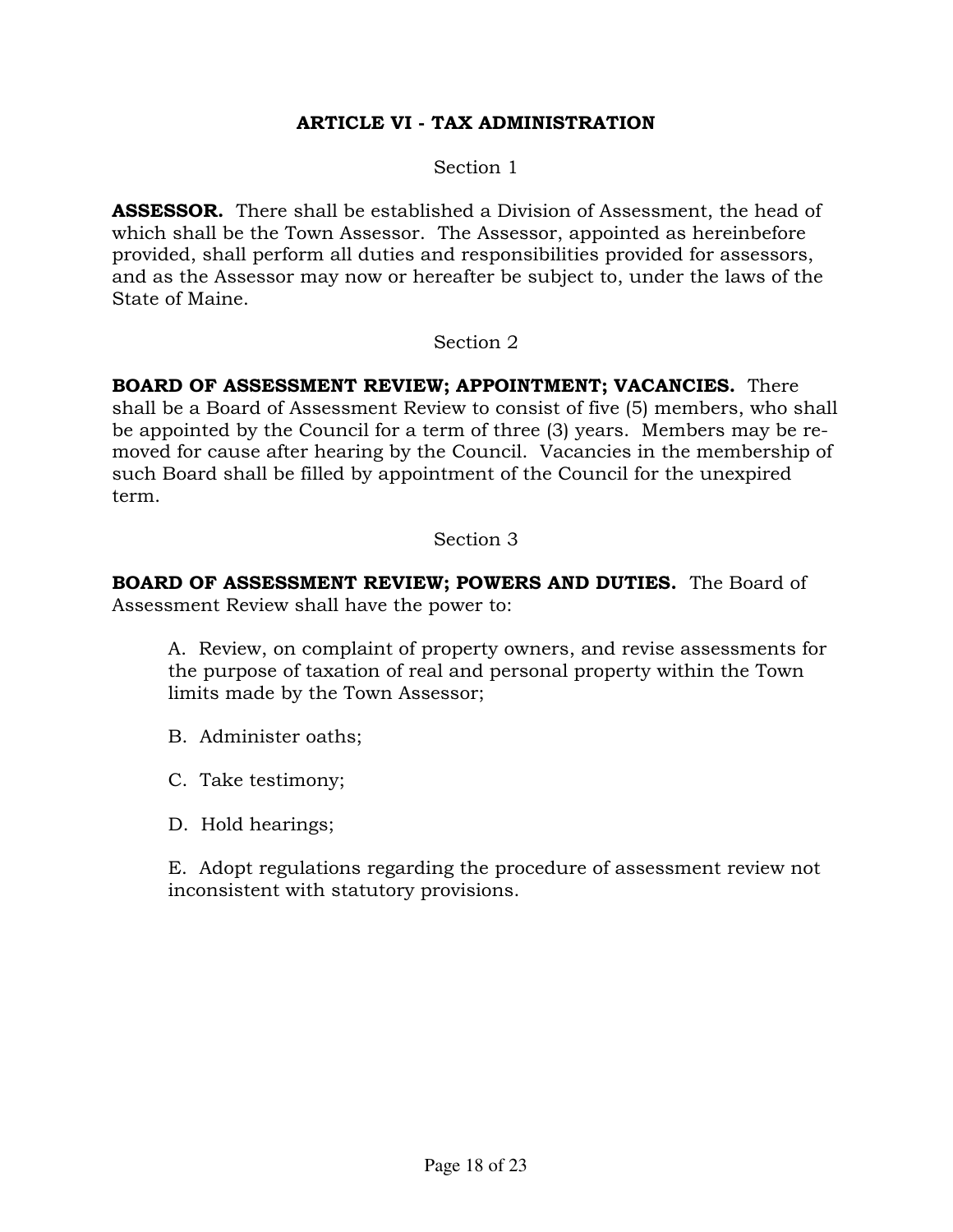## ARTICLE VI - TAX ADMINISTRATION

### Section 1

**ASSESSOR.** There shall be established a Division of Assessment, the head of which shall be the Town Assessor. The Assessor, appointed as hereinbefore provided, shall perform all duties and responsibilities provided for assessors, and as the Assessor may now or hereafter be subject to, under the laws of the State of Maine.

### Section 2

**BOARD OF ASSESSMENT REVIEW; APPOINTMENT; VACANCIES.** There shall be a Board of Assessment Review to consist of five (5) members, who shall be appointed by the Council for a term of three (3) years. Members may be removed for cause after hearing by the Council. Vacancies in the membership of such Board shall be filled by appointment of the Council for the unexpired term.

### Section 3

**BOARD OF ASSESSMENT REVIEW; POWERS AND DUTIES.** The Board of Assessment Review shall have the power to:

A. Review, on complaint of property owners, and revise assessments for the purpose of taxation of real and personal property within the Town limits made by the Town Assessor;

B. Administer oaths;

C. Take testimony;

D. Hold hearings;

E. Adopt regulations regarding the procedure of assessment review not inconsistent with statutory provisions.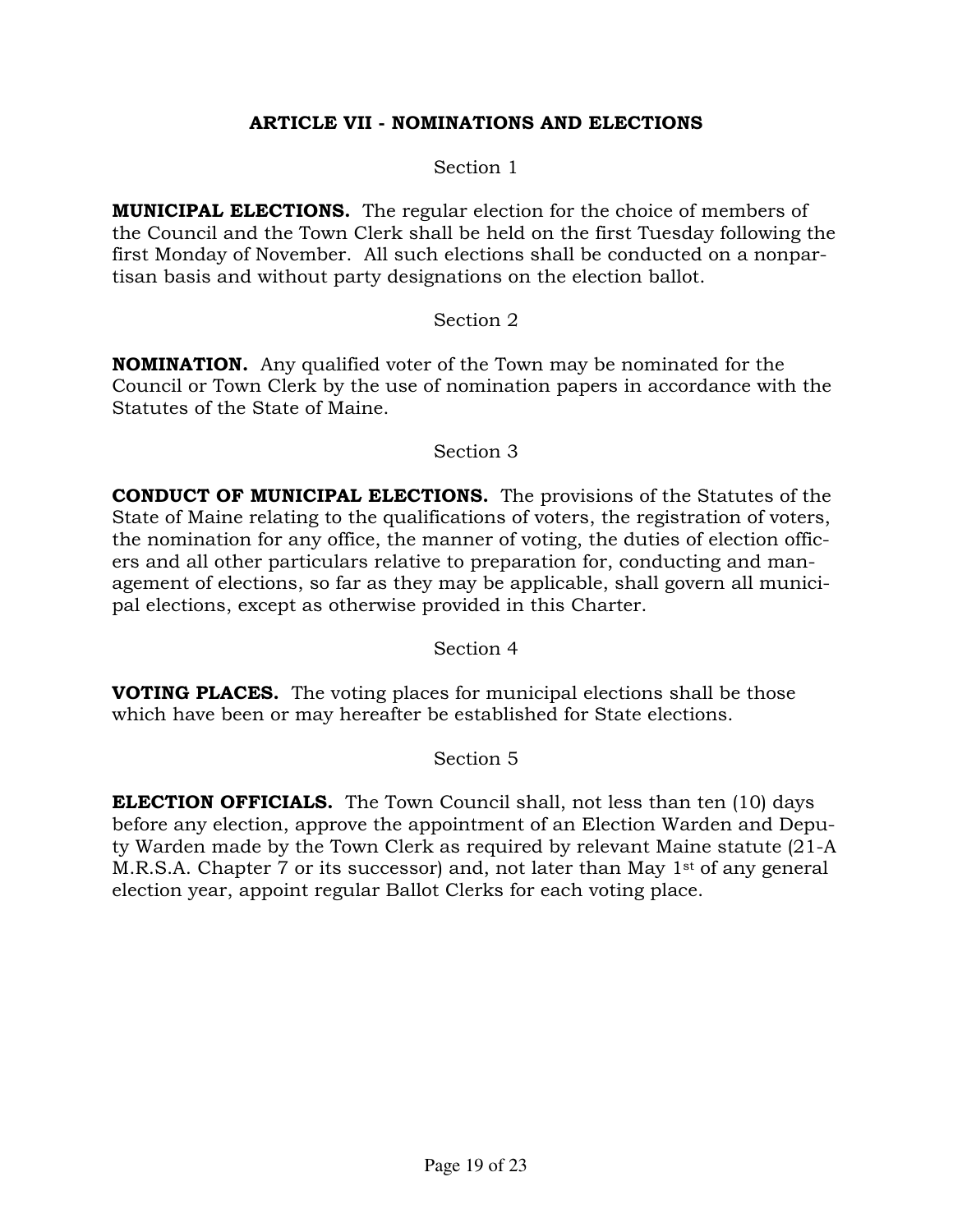## ARTICLE VII - NOMINATIONS AND ELECTIONS

Section 1

**MUNICIPAL ELECTIONS.** The regular election for the choice of members of the Council and the Town Clerk shall be held on the first Tuesday following the first Monday of November. All such elections shall be conducted on a nonpartisan basis and without party designations on the election ballot.

Section 2

**NOMINATION.** Any qualified voter of the Town may be nominated for the Council or Town Clerk by the use of nomination papers in accordance with the Statutes of the State of Maine.

Section 3

**CONDUCT OF MUNICIPAL ELECTIONS.** The provisions of the Statutes of the State of Maine relating to the qualifications of voters, the registration of voters, the nomination for any office, the manner of voting, the duties of election officers and all other particulars relative to preparation for, conducting and management of elections, so far as they may be applicable, shall govern all municipal elections, except as otherwise provided in this Charter.

Section 4

**VOTING PLACES.** The voting places for municipal elections shall be those which have been or may hereafter be established for State elections.

Section 5

**ELECTION OFFICIALS.** The Town Council shall, not less than ten (10) days before any election, approve the appointment of an Election Warden and Deputy Warden made by the Town Clerk as required by relevant Maine statute (21-A M.R.S.A. Chapter 7 or its successor) and, not later than May 1st of any general election year, appoint regular Ballot Clerks for each voting place.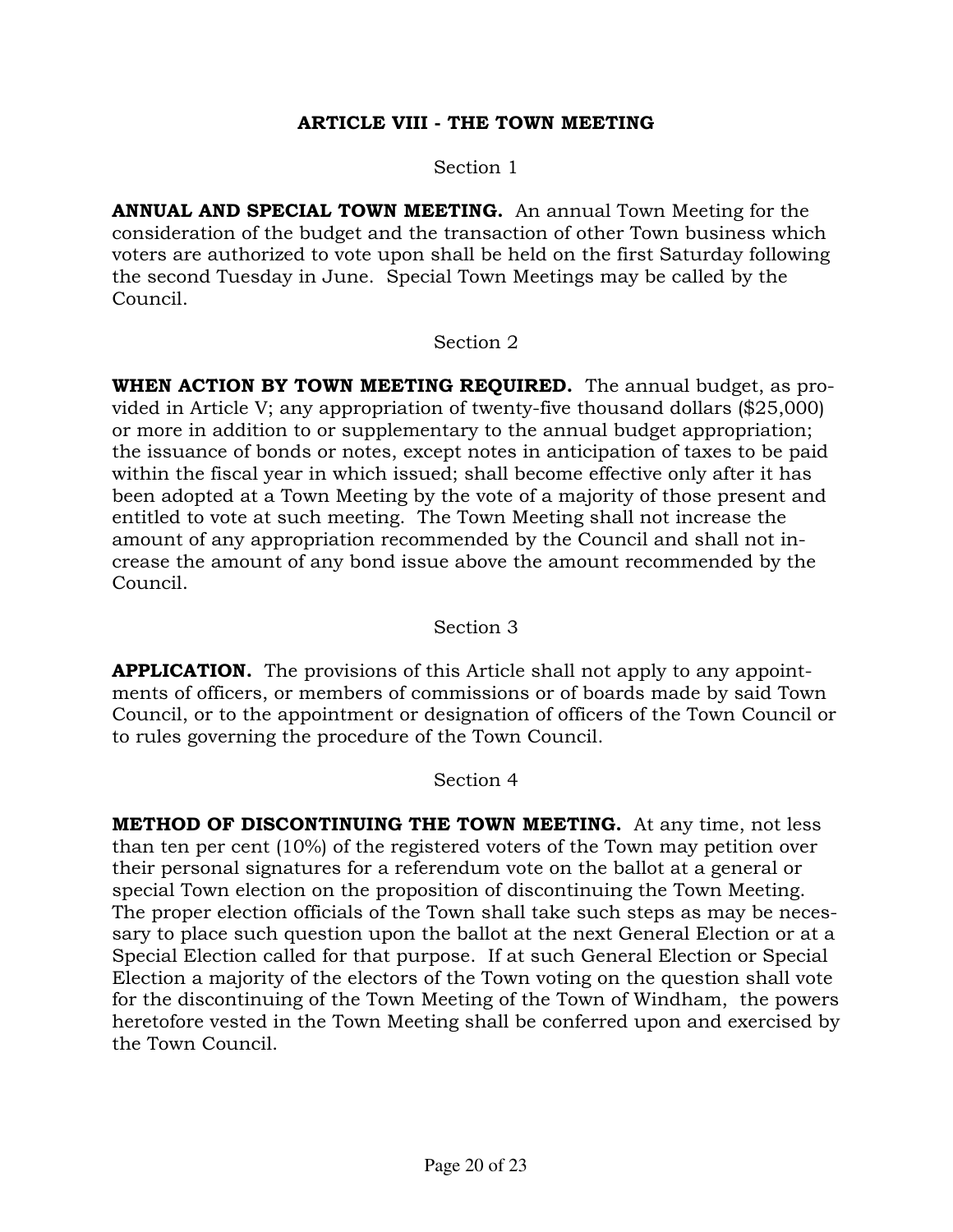# ARTICLE VIII - THE TOWN MEETING

Section 1

**ANNUAL AND SPECIAL TOWN MEETING.** An annual Town Meeting for the consideration of the budget and the transaction of other Town business which voters are authorized to vote upon shall be held on the first Saturday following the second Tuesday in June. Special Town Meetings may be called by the Council.

Section 2

**WHEN ACTION BY TOWN MEETING REQUIRED.** The annual budget, as provided in Article V; any appropriation of twenty-five thousand dollars ($25,000) or more in addition to or supplementary to the annual budget appropriation; the issuance of bonds or notes, except notes in anticipation of taxes to be paid within the fiscal year in which issued; shall become effective only after it has been adopted at a Town Meeting by the vote of a majority of those present and entitled to vote at such meeting. The Town Meeting shall not increase the amount of any appropriation recommended by the Council and shall not increase the amount of any bond issue above the amount recommended by the Council.

Section 3

**APPLICATION.** The provisions of this Article shall not apply to any appointments of officers, or members of commissions or of boards made by said Town Council, or to the appointment or designation of officers of the Town Council or to rules governing the procedure of the Town Council.

Section 4

**METHOD OF DISCONTINUING THE TOWN MEETING.** At any time, not less than ten per cent (10%) of the registered voters of the Town may petition over their personal signatures for a referendum vote on the ballot at a general or special Town election on the proposition of discontinuing the Town Meeting. The proper election officials of the Town shall take such steps as may be necessary to place such question upon the ballot at the next General Election or at a Special Election called for that purpose. If at such General Election or Special Election a majority of the electors of the Town voting on the question shall vote for the discontinuing of the Town Meeting of the Town of Windham, the powers heretofore vested in the Town Meeting shall be conferred upon and exercised by the Town Council.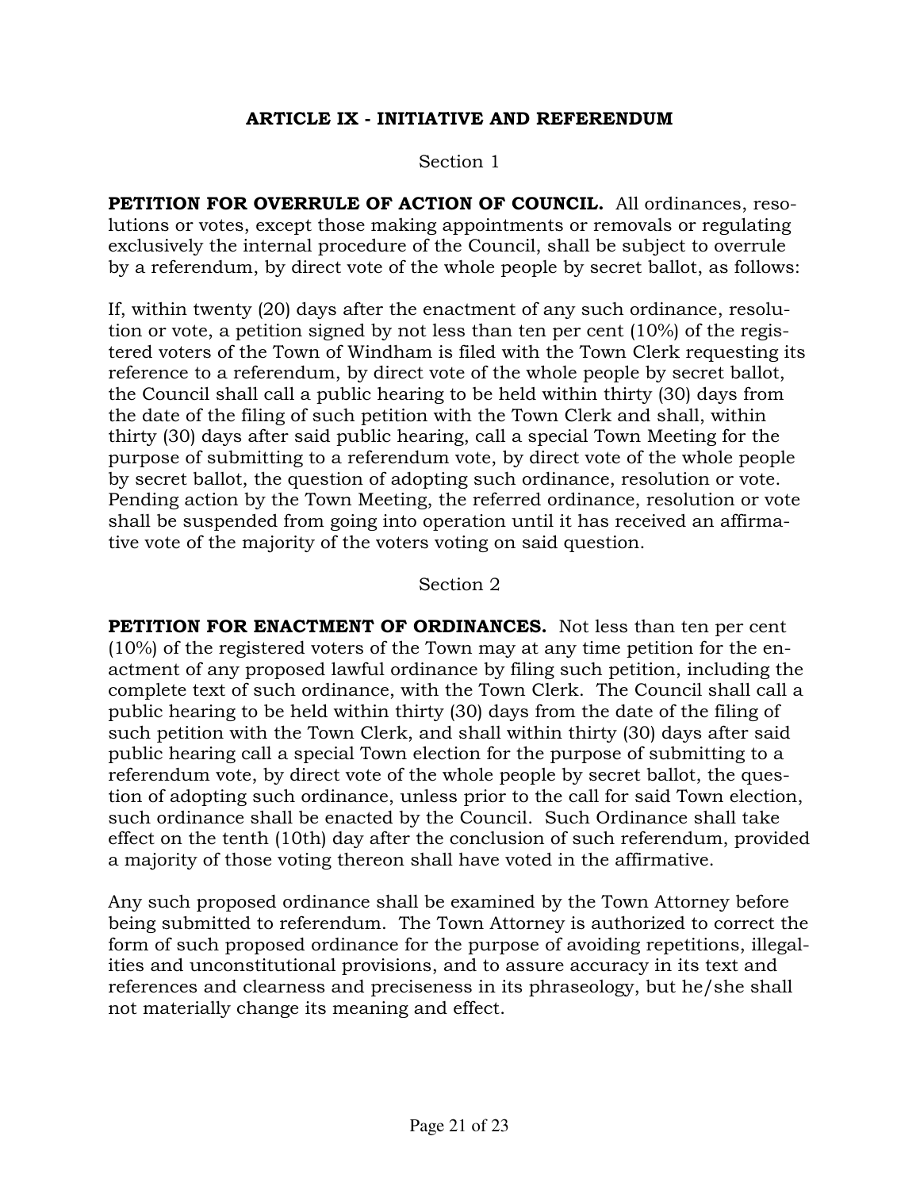## ARTICLE IX - INITIATIVE AND REFERENDUM

### Section 1

**PETITION FOR OVERRULE OF ACTION OF COUNCIL.** All ordinances, resolutions or votes, except those making appointments or removals or regulating exclusively the internal procedure of the Council, shall be subject to overrule by a referendum, by direct vote of the whole people by secret ballot, as follows:

If, within twenty (20) days after the enactment of any such ordinance, resolution or vote, a petition signed by not less than ten per cent (10%) of the registered voters of the Town of Windham is filed with the Town Clerk requesting its reference to a referendum, by direct vote of the whole people by secret ballot, the Council shall call a public hearing to be held within thirty (30) days from the date of the filing of such petition with the Town Clerk and shall, within thirty (30) days after said public hearing, call a special Town Meeting for the purpose of submitting to a referendum vote, by direct vote of the whole people by secret ballot, the question of adopting such ordinance, resolution or vote. Pending action by the Town Meeting, the referred ordinance, resolution or vote shall be suspended from going into operation until it has received an affirmative vote of the majority of the voters voting on said question.

### Section 2

**PETITION FOR ENACTMENT OF ORDINANCES.** Not less than ten per cent (10%) of the registered voters of the Town may at any time petition for the enactment of any proposed lawful ordinance by filing such petition, including the complete text of such ordinance, with the Town Clerk. The Council shall call a public hearing to be held within thirty (30) days from the date of the filing of such petition with the Town Clerk, and shall within thirty (30) days after said public hearing call a special Town election for the purpose of submitting to a referendum vote, by direct vote of the whole people by secret ballot, the question of adopting such ordinance, unless prior to the call for said Town election, such ordinance shall be enacted by the Council. Such Ordinance shall take effect on the tenth (10th) day after the conclusion of such referendum, provided a majority of those voting thereon shall have voted in the affirmative.

Any such proposed ordinance shall be examined by the Town Attorney before being submitted to referendum. The Town Attorney is authorized to correct the form of such proposed ordinance for the purpose of avoiding repetitions, illegalities and unconstitutional provisions, and to assure accuracy in its text and references and clearness and preciseness in its phraseology, but he/she shall not materially change its meaning and effect.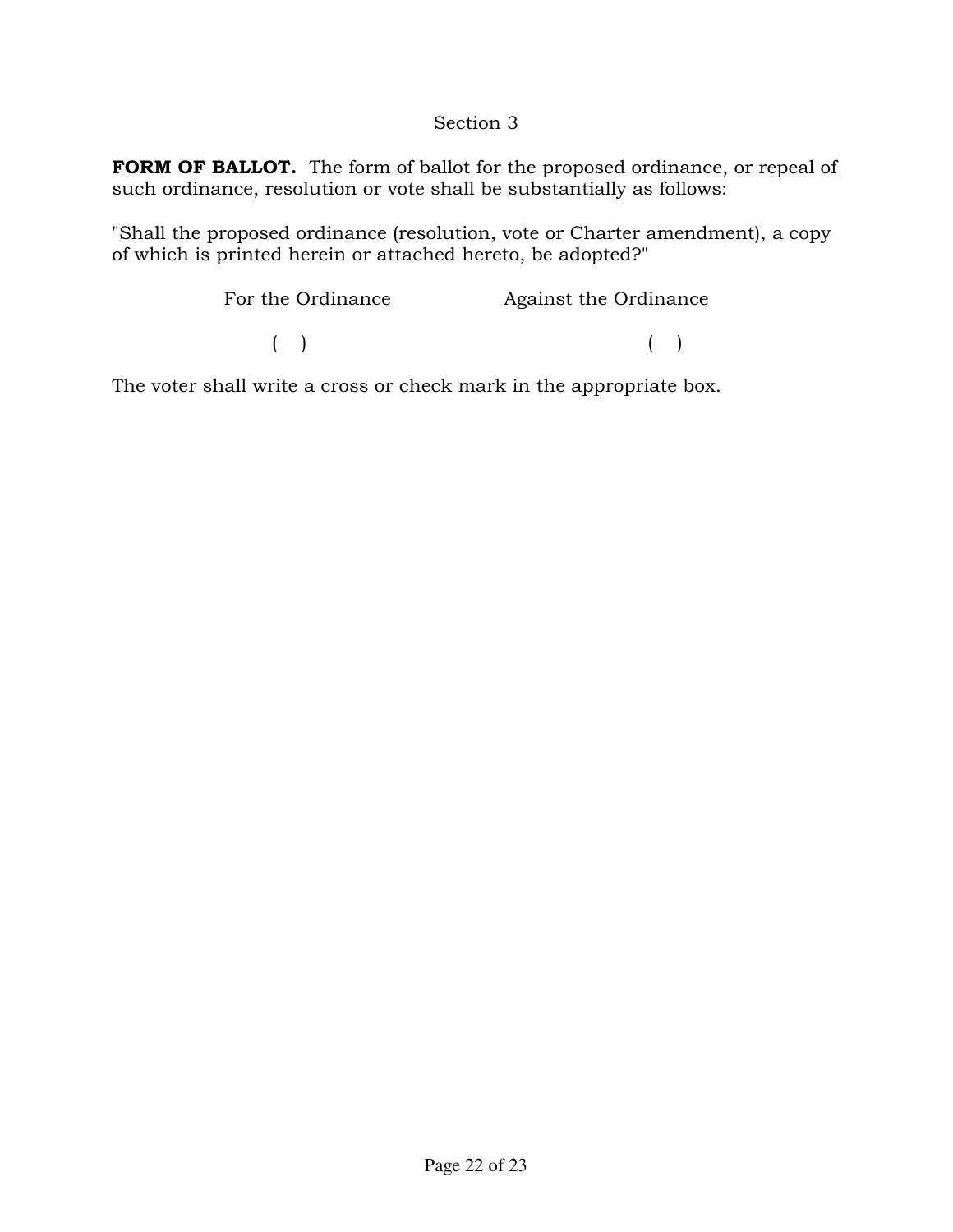## Section 3

**FORM OF BALLOT.** The form of ballot for the proposed ordinance, or repeal of such ordinance, resolution or vote shall be substantially as follows:

"Shall the proposed ordinance (resolution, vote or Charter amendment), a copy of which is printed herein or attached hereto, be adopted?"

| For the Ordinance | Against the Ordinance |
| --- | --- |
| (  ) | (  ) |

The voter shall write a cross or check mark in the appropriate box.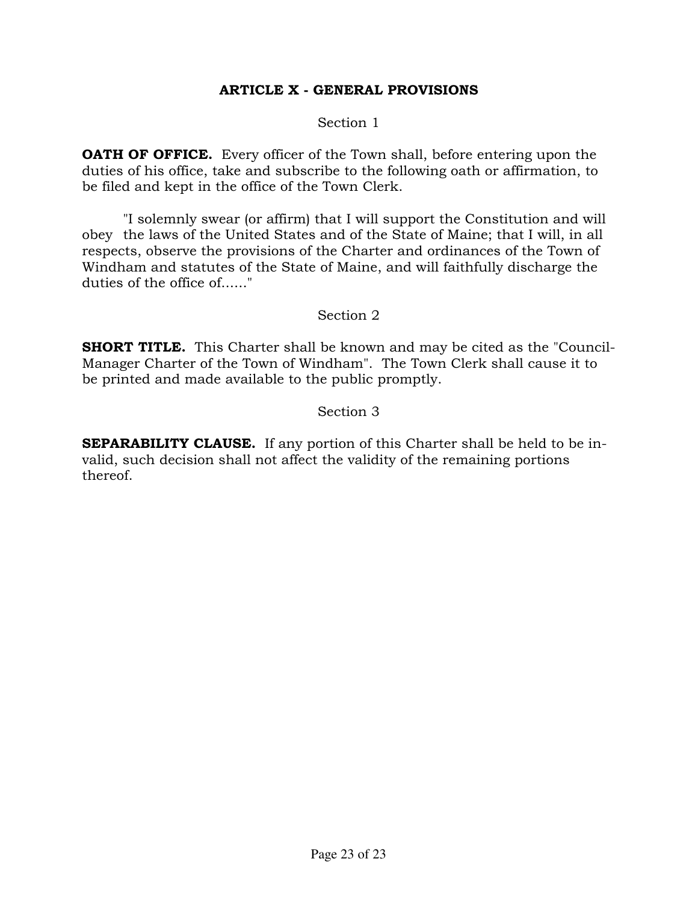## ARTICLE X - GENERAL PROVISIONS

Section 1

**OATH OF OFFICE.** Every officer of the Town shall, before entering upon the duties of his office, take and subscribe to the following oath or affirmation, to be filed and kept in the office of the Town Clerk.

"I solemnly swear (or affirm) that I will support the Constitution and will obey the laws of the United States and of the State of Maine; that I will, in all respects, observe the provisions of the Charter and ordinances of the Town of Windham and statutes of the State of Maine, and will faithfully discharge the duties of the office of......"

Section 2

**SHORT TITLE.** This Charter shall be known and may be cited as the "Council-Manager Charter of the Town of Windham". The Town Clerk shall cause it to be printed and made available to the public promptly.

Section 3

**SEPARABILITY CLAUSE.** If any portion of this Charter shall be held to be invalid, such decision shall not affect the validity of the remaining portions thereof.